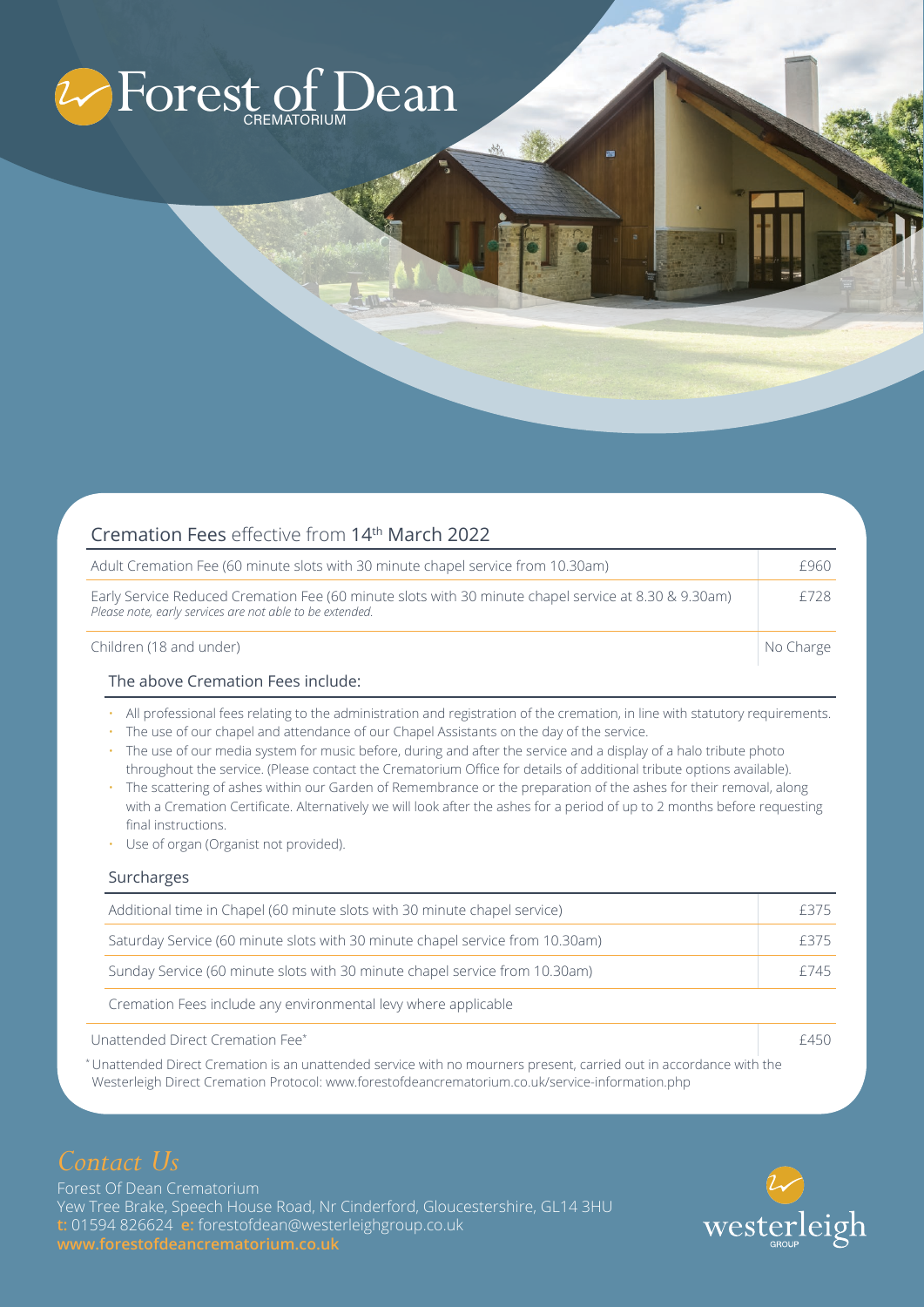# Forest of Dean

CREMATORIUM

## Cremation Fees effective from 14th March 2022

| | |
|---|---|
| Adult Cremation Fee (60 minute slots with 30 minute chapel service from 10.30am) | £960 |
| Early Service Reduced Cremation Fee (60 minute slots with 30 minute chapel service at 8.30 & 9.30am) *Please note, early services are not able to be extended.* | £728 |
| Children (18 and under) | No Charge |

### The above Cremation Fees include:

- All professional fees relating to the administration and registration of the cremation, in line with statutory requirements.
- The use of our chapel and attendance of our Chapel Assistants on the day of the service.
- The use of our media system for music before, during and after the service and a display of a halo tribute photo throughout the service. (Please contact the Crematorium Office for details of additional tribute options available).
- The scattering of ashes within our Garden of Remembrance or the preparation of the ashes for their removal, along with a Cremation Certificate. Alternatively we will look after the ashes for a period of up to 2 months before requesting final instructions.
- Use of organ (Organist not provided).

### Surcharges

| | |
|---|---|
| Additional time in Chapel (60 minute slots with 30 minute chapel service) | £375 |
| Saturday Service (60 minute slots with 30 minute chapel service from 10.30am) | £375 |
| Sunday Service (60 minute slots with 30 minute chapel service from 10.30am) | £745 |

Cremation Fees include any environmental levy where applicable

| | |
|---|---|
| Unattended Direct Cremation Fee* | £450 |

*Unattended Direct Cremation is an unattended service with no mourners present, carried out in accordance with the Westerleigh Direct Cremation Protocol: www.forestofdeancrematorium.co.uk/service-information.php

## *Contact Us*

Forest Of Dean Crematorium
Yew Tree Brake, Speech House Road, Nr Cinderford, Gloucestershire, GL14 3HU
**t:** 01594 826624 **e:** forestofdean@westerleighgroup.co.uk
**www.forestofdeancrematorium.co.uk**

westerleigh GROUP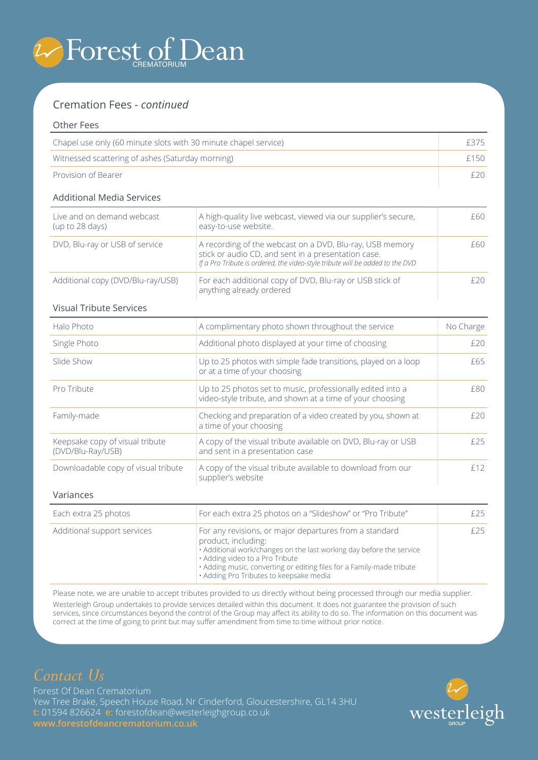# Forest of Dean CREMATORIUM

## Cremation Fees - *continued*

### Other Fees

| | |
|---|---|
| Chapel use only (60 minute slots with 30 minute chapel service) | £375 |
| Witnessed scattering of ashes (Saturday morning) | £150 |
| Provision of Bearer | £20 |

### Additional Media Services

| | | |
|---|---|---|
| Live and on demand webcast (up to 28 days) | A high-quality live webcast, viewed via our supplier's secure, easy-to-use website. | £60 |
| DVD, Blu-ray or USB of service | A recording of the webcast on a DVD, Blu-ray, USB memory stick or audio CD, and sent in a presentation case. *If a Pro Tribute is ordered, the video-style tribute will be added to the DVD* | £60 |
| Additional copy (DVD/Blu-ray/USB) | For each additional copy of DVD, Blu-ray or USB stick of anything already ordered | £20 |

### Visual Tribute Services

| | | |
|---|---|---|
| Halo Photo | A complimentary photo shown throughout the service | No Charge |
| Single Photo | Additional photo displayed at your time of choosing | £20 |
| Slide Show | Up to 25 photos with simple fade transitions, played on a loop or at a time of your choosing | £65 |
| Pro Tribute | Up to 25 photos set to music, professionally edited into a video-style tribute, and shown at a time of your choosing | £80 |
| Family-made | Checking and preparation of a video created by you, shown at a time of your choosing | £20 |
| Keepsake copy of visual tribute (DVD/Blu-Ray/USB) | A copy of the visual tribute available on DVD, Blu-ray or USB and sent in a presentation case | £25 |
| Downloadable copy of visual tribute | A copy of the visual tribute available to download from our supplier's website | £12 |

### Variances

| | | |
|---|---|---|
| Each extra 25 photos | For each extra 25 photos on a "Slideshow" or "Pro Tribute" | £25 |
| Additional support services | For any revisions, or major departures from a standard product, including: • Additional work/changes on the last working day before the service • Adding video to a Pro Tribute • Adding music, converting or editing files for a Family-made tribute • Adding Pro Tributes to keepsake media | £25 |

Please note, we are unable to accept tributes provided to us directly without being processed through our media supplier.

Westerleigh Group undertakes to provide services detailed within this document. It does not guarantee the provision of such services, since circumstances beyond the control of the Group may affect its ability to do so. The information on this document was correct at the time of going to print but may suffer amendment from time to time without prior notice.

## *Contact Us*

Forest Of Dean Crematorium
Yew Tree Brake, Speech House Road, Nr Cinderford, Gloucestershire, GL14 3HU
**t:** 01594 826624 **e:** forestofdean@westerleighgroup.co.uk
**www.forestofdeancrematorium.co.uk**

westerleigh GROUP